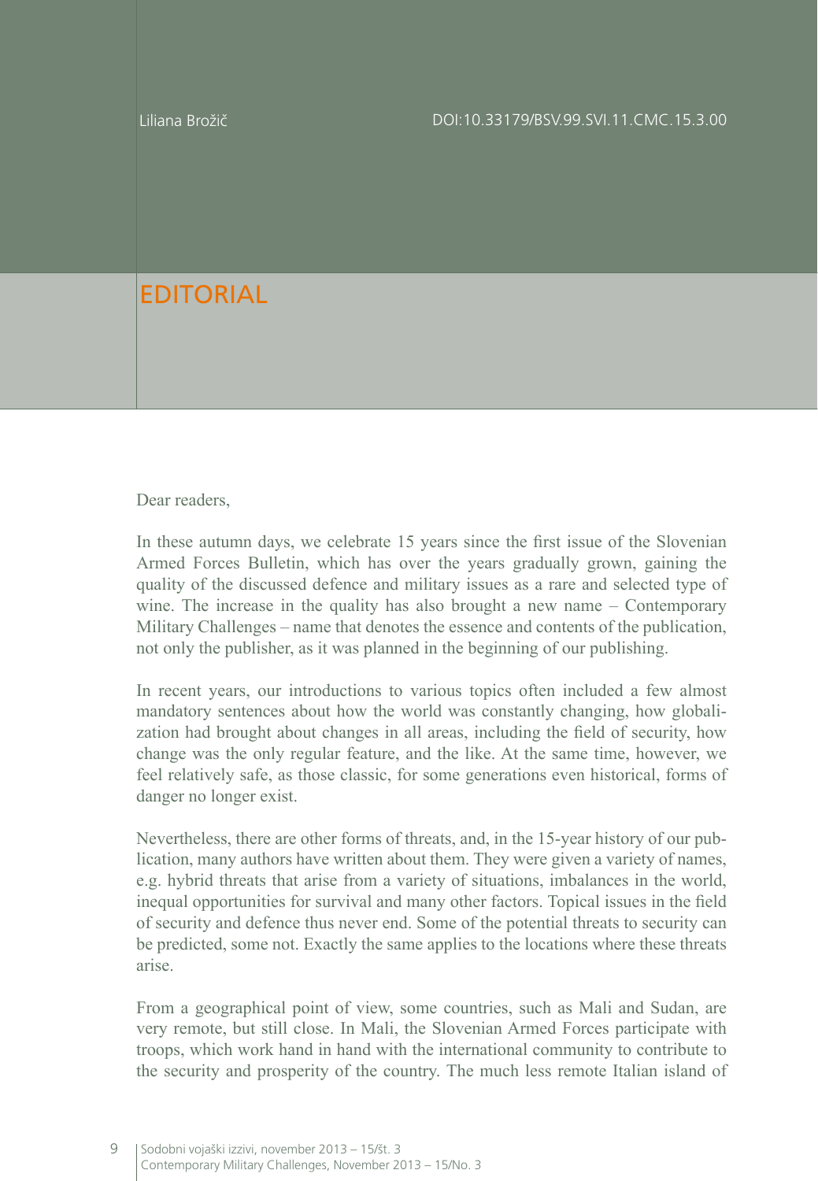Liliana Brožič

DOI:10.33179/BSV.99.SVI.11.CMC.15.3.00

# EDITORIAL

Dear readers,

In these autumn days, we celebrate 15 years since the first issue of the Slovenian Armed Forces Bulletin, which has over the years gradually grown, gaining the quality of the discussed defence and military issues as a rare and selected type of wine. The increase in the quality has also brought a new name – Contemporary Military Challenges – name that denotes the essence and contents of the publication, not only the publisher, as it was planned in the beginning of our publishing.

In recent years, our introductions to various topics often included a few almost mandatory sentences about how the world was constantly changing, how globalization had brought about changes in all areas, including the field of security, how change was the only regular feature, and the like. At the same time, however, we feel relatively safe, as those classic, for some generations even historical, forms of danger no longer exist.

Nevertheless, there are other forms of threats, and, in the 15-year history of our publication, many authors have written about them. They were given a variety of names, e.g. hybrid threats that arise from a variety of situations, imbalances in the world, inequal opportunities for survival and many other factors. Topical issues in the field of security and defence thus never end. Some of the potential threats to security can be predicted, some not. Exactly the same applies to the locations where these threats arise.

From a geographical point of view, some countries, such as Mali and Sudan, are very remote, but still close. In Mali, the Slovenian Armed Forces participate with troops, which work hand in hand with the international community to contribute to the security and prosperity of the country. The much less remote Italian island of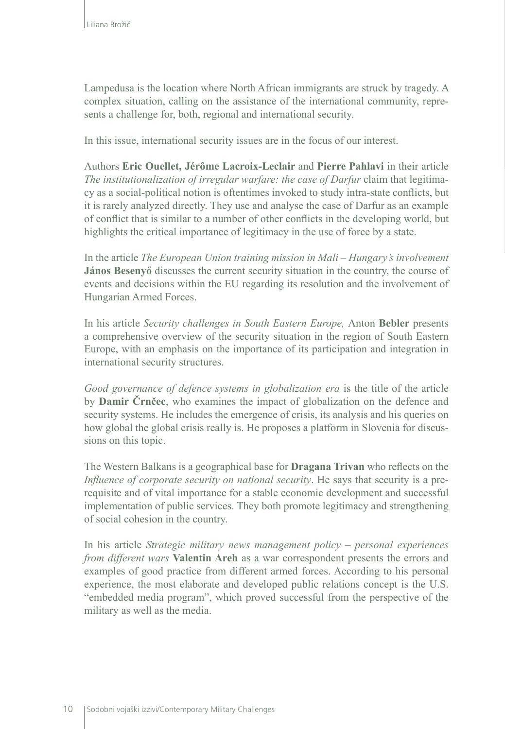Lampedusa is the location where North African immigrants are struck by tragedy. A complex situation, calling on the assistance of the international community, represents a challenge for, both, regional and international security.

In this issue, international security issues are in the focus of our interest.

Authors **Eric Ouellet, Jérôme Lacroix-Leclair** and **Pierre Pahlavi** in their article *The institutionalization of irregular warfare: the case of Darfur* claim that legitimacy as a social-political notion is oftentimes invoked to study intra-state conflicts, but it is rarely analyzed directly. They use and analyse the case of Darfur as an example of conflict that is similar to a number of other conflicts in the developing world, but highlights the critical importance of legitimacy in the use of force by a state.

In the article *The European Union training mission in Mali – Hungary's involvement* **János Besenyő** discusses the current security situation in the country, the course of events and decisions within the EU regarding its resolution and the involvement of Hungarian Armed Forces.

In his article *Security challenges in South Eastern Europe,* Anton **Bebler** presents a comprehensive overview of the security situation in the region of South Eastern Europe, with an emphasis on the importance of its participation and integration in international security structures.

*Good governance of defence systems in globalization era* is the title of the article by **Damir Črnčec**, who examines the impact of globalization on the defence and security systems. He includes the emergence of crisis, its analysis and his queries on how global the global crisis really is. He proposes a platform in Slovenia for discussions on this topic.

The Western Balkans is a geographical base for **Dragana Trivan** who reflects on the *Influence of corporate security on national security*. He says that security is a prerequisite and of vital importance for a stable economic development and successful implementation of public services. They both promote legitimacy and strengthening of social cohesion in the country.

In his article *Strategic military news management policy – personal experiences from different wars* **Valentin Areh** as a war correspondent presents the errors and examples of good practice from different armed forces. According to his personal experience, the most elaborate and developed public relations concept is the U.S. "embedded media program", which proved successful from the perspective of the military as well as the media.